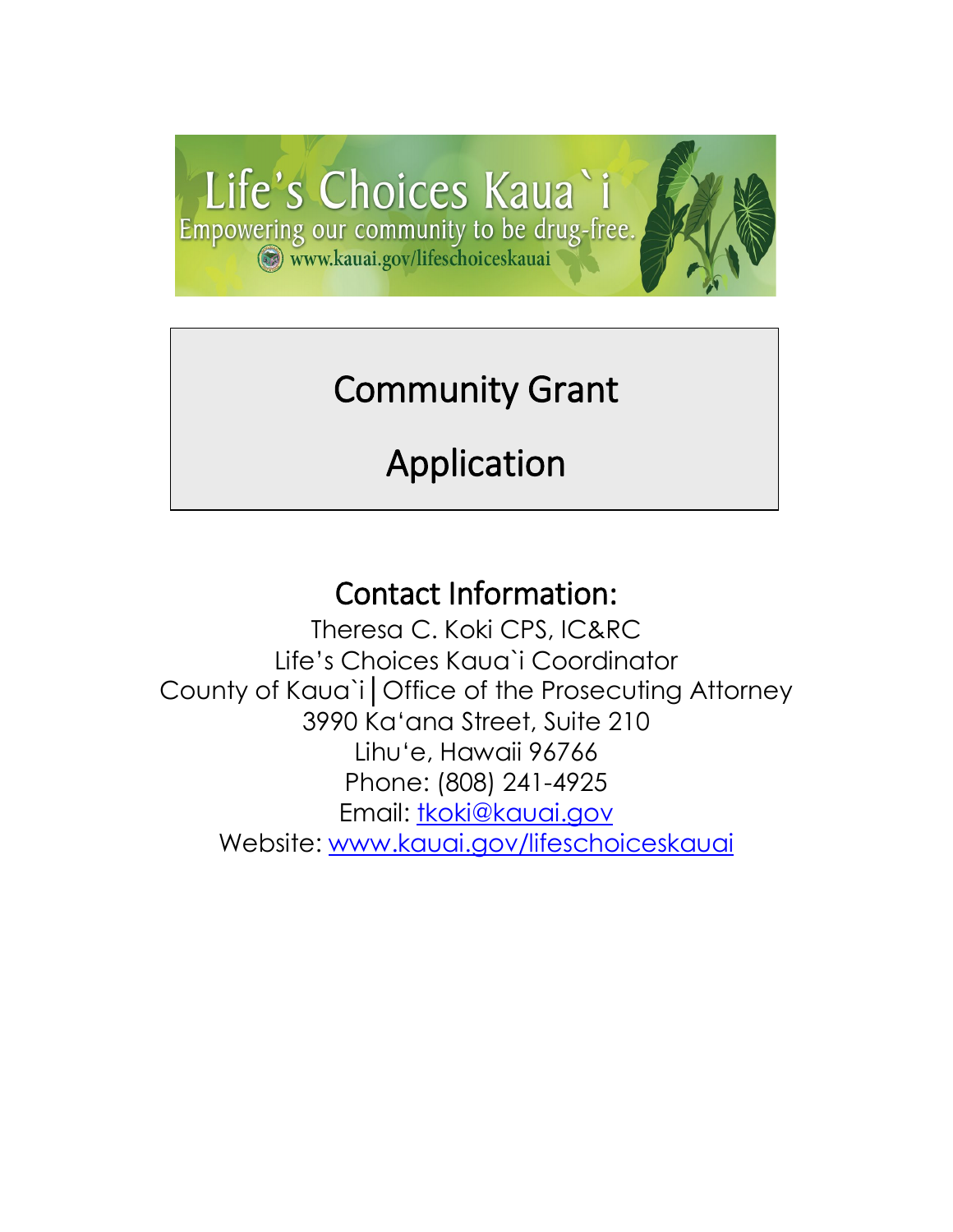Life's Choices Kaua`i

Empowering our community to be drug-free.

www.kauai.gov/lifeschoiceskauai

# Community Grant

# Application

## Contact Information:

Theresa C. Koki CPS, IC&RC
Life's Choices Kaua`i Coordinator
County of Kaua`i | Office of the Prosecuting Attorney
3990 Ka'ana Street, Suite 210
Lihu'e, Hawaii 96766
Phone: (808) 241-4925
Email: tkoki@kauai.gov
Website: www.kauai.gov/lifeschoiceskauai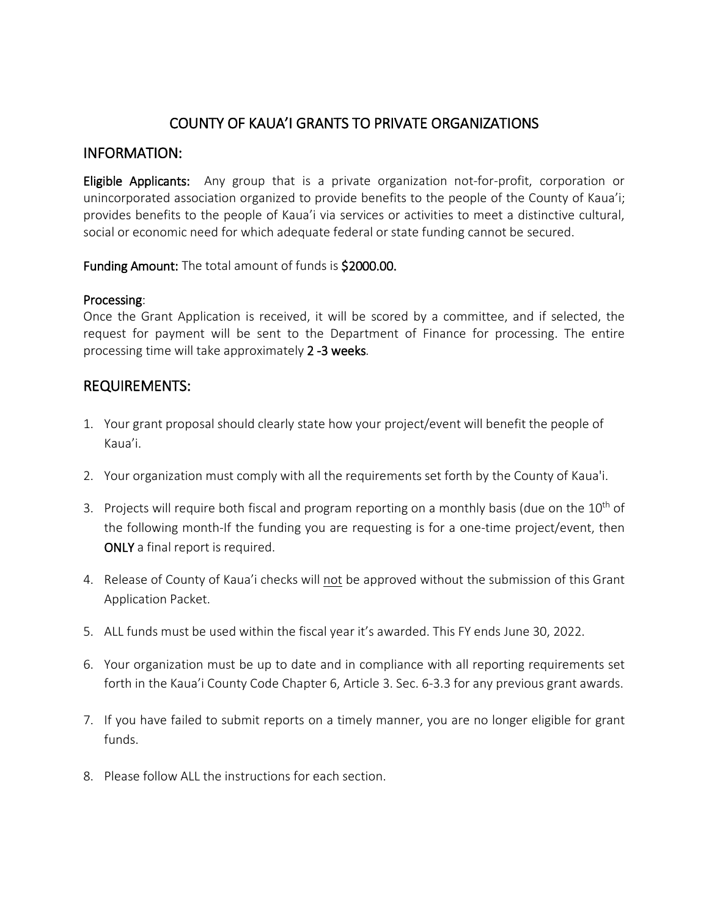# COUNTY OF KAUA'I GRANTS TO PRIVATE ORGANIZATIONS

## INFORMATION:

**Eligible Applicants:** Any group that is a private organization not-for-profit, corporation or unincorporated association organized to provide benefits to the people of the County of Kaua'i; provides benefits to the people of Kaua'i via services or activities to meet a distinctive cultural, social or economic need for which adequate federal or state funding cannot be secured.

**Funding Amount:** The total amount of funds is **$2000.00.**

**Processing**:
Once the Grant Application is received, it will be scored by a committee, and if selected, the request for payment will be sent to the Department of Finance for processing. The entire processing time will take approximately **2 -3 weeks**.

## REQUIREMENTS:

1. Your grant proposal should clearly state how your project/event will benefit the people of Kaua'i.

2. Your organization must comply with all the requirements set forth by the County of Kaua'i.

3. Projects will require both fiscal and program reporting on a monthly basis (due on the 10th of the following month-If the funding you are requesting is for a one-time project/event, then **ONLY** a final report is required.

4. Release of County of Kaua'i checks will not be approved without the submission of this Grant Application Packet.

5. ALL funds must be used within the fiscal year it's awarded. This FY ends June 30, 2022.

6. Your organization must be up to date and in compliance with all reporting requirements set forth in the Kaua'i County Code Chapter 6, Article 3. Sec. 6-3.3 for any previous grant awards.

7. If you have failed to submit reports on a timely manner, you are no longer eligible for grant funds.

8. Please follow ALL the instructions for each section.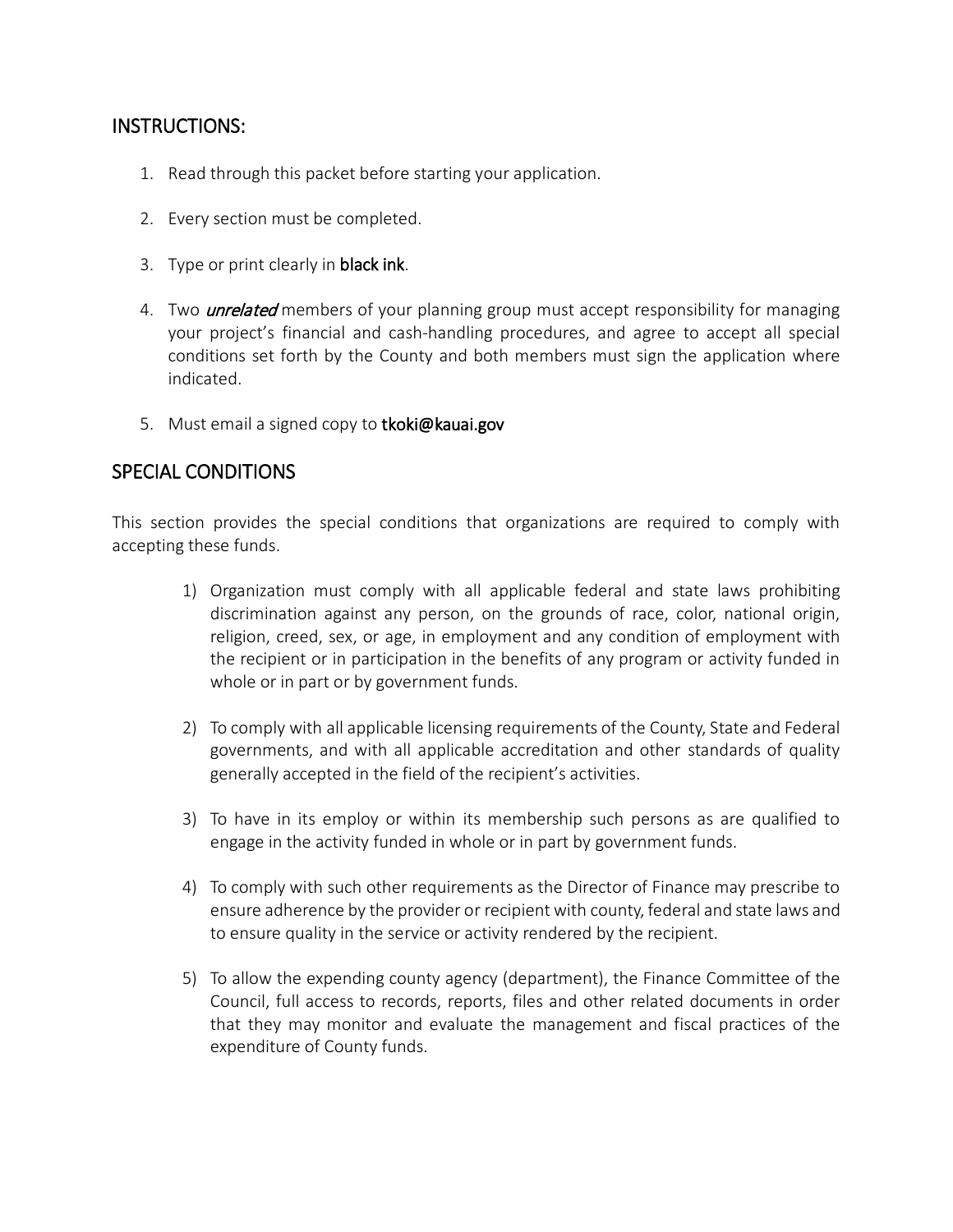## INSTRUCTIONS:

1. Read through this packet before starting your application.
2. Every section must be completed.
3. Type or print clearly in **black ink**.
4. Two ***unrelated*** members of your planning group must accept responsibility for managing your project's financial and cash-handling procedures, and agree to accept all special conditions set forth by the County and both members must sign the application where indicated.
5. Must email a signed copy to **tkoki@kauai.gov**

## SPECIAL CONDITIONS

This section provides the special conditions that organizations are required to comply with accepting these funds.

1) Organization must comply with all applicable federal and state laws prohibiting discrimination against any person, on the grounds of race, color, national origin, religion, creed, sex, or age, in employment and any condition of employment with the recipient or in participation in the benefits of any program or activity funded in whole or in part or by government funds.

2) To comply with all applicable licensing requirements of the County, State and Federal governments, and with all applicable accreditation and other standards of quality generally accepted in the field of the recipient's activities.

3) To have in its employ or within its membership such persons as are qualified to engage in the activity funded in whole or in part by government funds.

4) To comply with such other requirements as the Director of Finance may prescribe to ensure adherence by the provider or recipient with county, federal and state laws and to ensure quality in the service or activity rendered by the recipient.

5) To allow the expending county agency (department), the Finance Committee of the Council, full access to records, reports, files and other related documents in order that they may monitor and evaluate the management and fiscal practices of the expenditure of County funds.